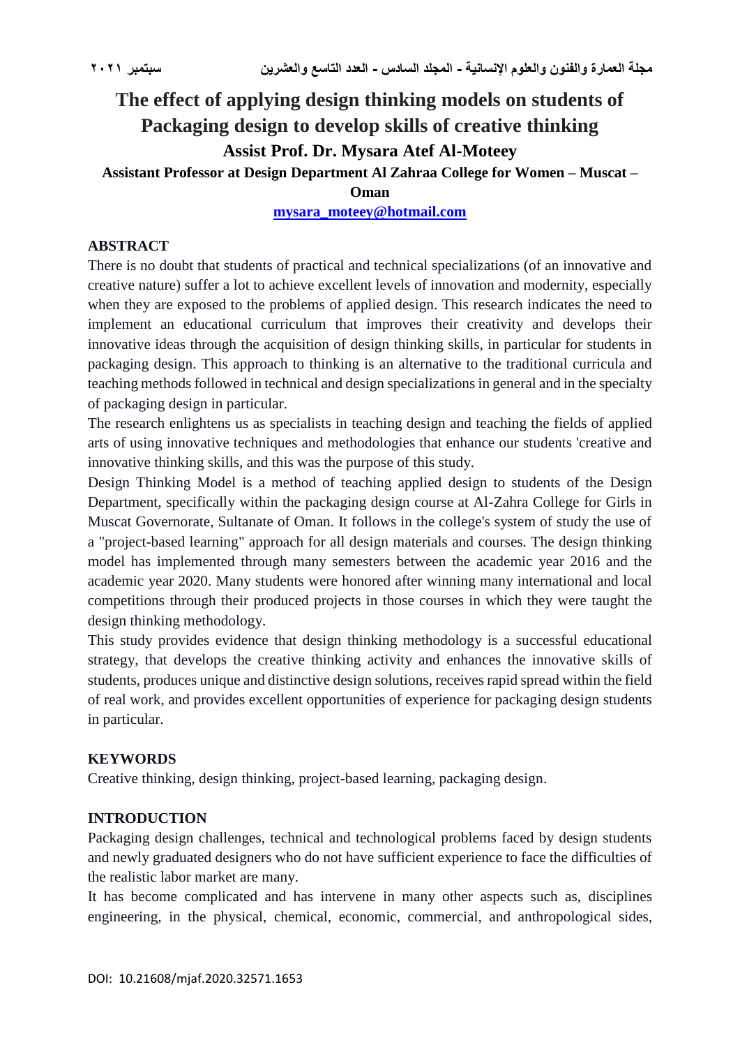# The effect of applying design thinking models on students of Packaging design to develop skills of creative thinking

**Assist Prof. Dr. Mysara Atef Al-Moteey**

**Assistant Professor at Design Department Al Zahraa College for Women – Muscat – Oman**

**mysara_moteey@hotmail.com**

## ABSTRACT

There is no doubt that students of practical and technical specializations (of an innovative and creative nature) suffer a lot to achieve excellent levels of innovation and modernity, especially when they are exposed to the problems of applied design. This research indicates the need to implement an educational curriculum that improves their creativity and develops their innovative ideas through the acquisition of design thinking skills, in particular for students in packaging design. This approach to thinking is an alternative to the traditional curricula and teaching methods followed in technical and design specializations in general and in the specialty of packaging design in particular.

The research enlightens us as specialists in teaching design and teaching the fields of applied arts of using innovative techniques and methodologies that enhance our students 'creative and innovative thinking skills, and this was the purpose of this study.

Design Thinking Model is a method of teaching applied design to students of the Design Department, specifically within the packaging design course at Al-Zahra College for Girls in Muscat Governorate, Sultanate of Oman. It follows in the college's system of study the use of a "project-based learning" approach for all design materials and courses. The design thinking model has implemented through many semesters between the academic year 2016 and the academic year 2020. Many students were honored after winning many international and local competitions through their produced projects in those courses in which they were taught the design thinking methodology.

This study provides evidence that design thinking methodology is a successful educational strategy, that develops the creative thinking activity and enhances the innovative skills of students, produces unique and distinctive design solutions, receives rapid spread within the field of real work, and provides excellent opportunities of experience for packaging design students in particular.

## KEYWORDS

Creative thinking, design thinking, project-based learning, packaging design.

## INTRODUCTION

Packaging design challenges, technical and technological problems faced by design students and newly graduated designers who do not have sufficient experience to face the difficulties of the realistic labor market are many.

It has become complicated and has intervene in many other aspects such as, disciplines engineering, in the physical, chemical, economic, commercial, and anthropological sides,

DOI: 10.21608/mjaf.2020.32571.1653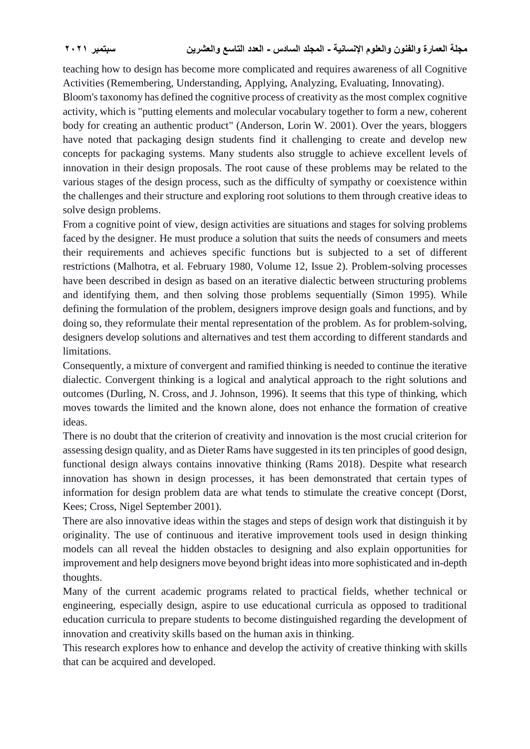teaching how to design has become more complicated and requires awareness of all Cognitive Activities (Remembering, Understanding, Applying, Analyzing, Evaluating, Innovating).

Bloom's taxonomy has defined the cognitive process of creativity as the most complex cognitive activity, which is "putting elements and molecular vocabulary together to form a new, coherent body for creating an authentic product" (Anderson, Lorin W. 2001). Over the years, bloggers have noted that packaging design students find it challenging to create and develop new concepts for packaging systems. Many students also struggle to achieve excellent levels of innovation in their design proposals. The root cause of these problems may be related to the various stages of the design process, such as the difficulty of sympathy or coexistence within the challenges and their structure and exploring root solutions to them through creative ideas to solve design problems.

From a cognitive point of view, design activities are situations and stages for solving problems faced by the designer. He must produce a solution that suits the needs of consumers and meets their requirements and achieves specific functions but is subjected to a set of different restrictions (Malhotra, et al. February 1980, Volume 12, Issue 2). Problem-solving processes have been described in design as based on an iterative dialectic between structuring problems and identifying them, and then solving those problems sequentially (Simon 1995). While defining the formulation of the problem, designers improve design goals and functions, and by doing so, they reformulate their mental representation of the problem. As for problem-solving, designers develop solutions and alternatives and test them according to different standards and limitations.

Consequently, a mixture of convergent and ramified thinking is needed to continue the iterative dialectic. Convergent thinking is a logical and analytical approach to the right solutions and outcomes (Durling, N. Cross, and J. Johnson, 1996). It seems that this type of thinking, which moves towards the limited and the known alone, does not enhance the formation of creative ideas.

There is no doubt that the criterion of creativity and innovation is the most crucial criterion for assessing design quality, and as Dieter Rams have suggested in its ten principles of good design, functional design always contains innovative thinking (Rams 2018). Despite what research innovation has shown in design processes, it has been demonstrated that certain types of information for design problem data are what tends to stimulate the creative concept (Dorst, Kees; Cross, Nigel September 2001).

There are also innovative ideas within the stages and steps of design work that distinguish it by originality. The use of continuous and iterative improvement tools used in design thinking models can all reveal the hidden obstacles to designing and also explain opportunities for improvement and help designers move beyond bright ideas into more sophisticated and in-depth thoughts.

Many of the current academic programs related to practical fields, whether technical or engineering, especially design, aspire to use educational curricula as opposed to traditional education curricula to prepare students to become distinguished regarding the development of innovation and creativity skills based on the human axis in thinking.

This research explores how to enhance and develop the activity of creative thinking with skills that can be acquired and developed.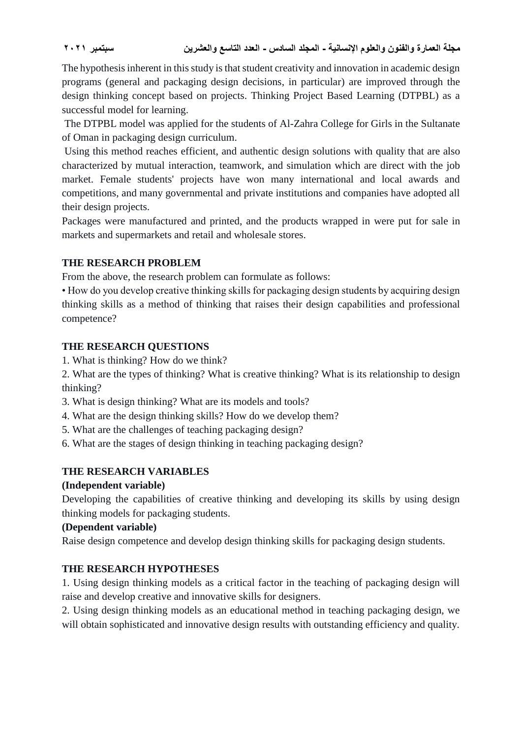The hypothesis inherent in this study is that student creativity and innovation in academic design programs (general and packaging design decisions, in particular) are improved through the design thinking concept based on projects. Thinking Project Based Learning (DTPBL) as a successful model for learning.

The DTPBL model was applied for the students of Al-Zahra College for Girls in the Sultanate of Oman in packaging design curriculum.

Using this method reaches efficient, and authentic design solutions with quality that are also characterized by mutual interaction, teamwork, and simulation which are direct with the job market. Female students' projects have won many international and local awards and competitions, and many governmental and private institutions and companies have adopted all their design projects.

Packages were manufactured and printed, and the products wrapped in were put for sale in markets and supermarkets and retail and wholesale stores.

## THE RESEARCH PROBLEM

From the above, the research problem can formulate as follows:

• How do you develop creative thinking skills for packaging design students by acquiring design thinking skills as a method of thinking that raises their design capabilities and professional competence?

## THE RESEARCH QUESTIONS

1. What is thinking? How do we think?
2. What are the types of thinking? What is creative thinking? What is its relationship to design thinking?
3. What is design thinking? What are its models and tools?
4. What are the design thinking skills? How do we develop them?
5. What are the challenges of teaching packaging design?
6. What are the stages of design thinking in teaching packaging design?

## THE RESEARCH VARIABLES

**(Independent variable)**

Developing the capabilities of creative thinking and developing its skills by using design thinking models for packaging students.

**(Dependent variable)**

Raise design competence and develop design thinking skills for packaging design students.

## THE RESEARCH HYPOTHESES

1. Using design thinking models as a critical factor in the teaching of packaging design will raise and develop creative and innovative skills for designers.
2. Using design thinking models as an educational method in teaching packaging design, we will obtain sophisticated and innovative design results with outstanding efficiency and quality.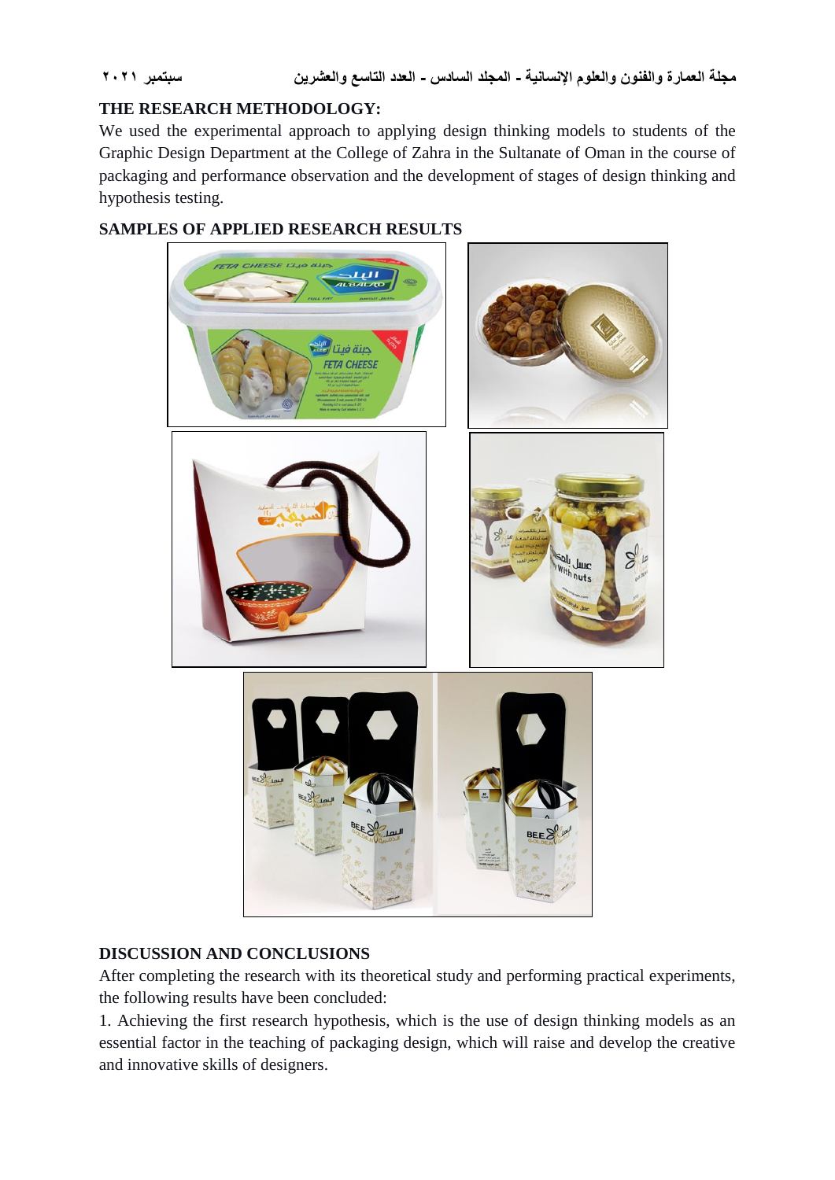## THE RESEARCH METHODOLOGY:

We used the experimental approach to applying design thinking models to students of the Graphic Design Department at the College of Zahra in the Sultanate of Oman in the course of packaging and performance observation and the development of stages of design thinking and hypothesis testing.

## SAMPLES OF APPLIED RESEARCH RESULTS

## DISCUSSION AND CONCLUSIONS

After completing the research with its theoretical study and performing practical experiments, the following results have been concluded:

1. Achieving the first research hypothesis, which is the use of design thinking models as an essential factor in the teaching of packaging design, which will raise and develop the creative and innovative skills of designers.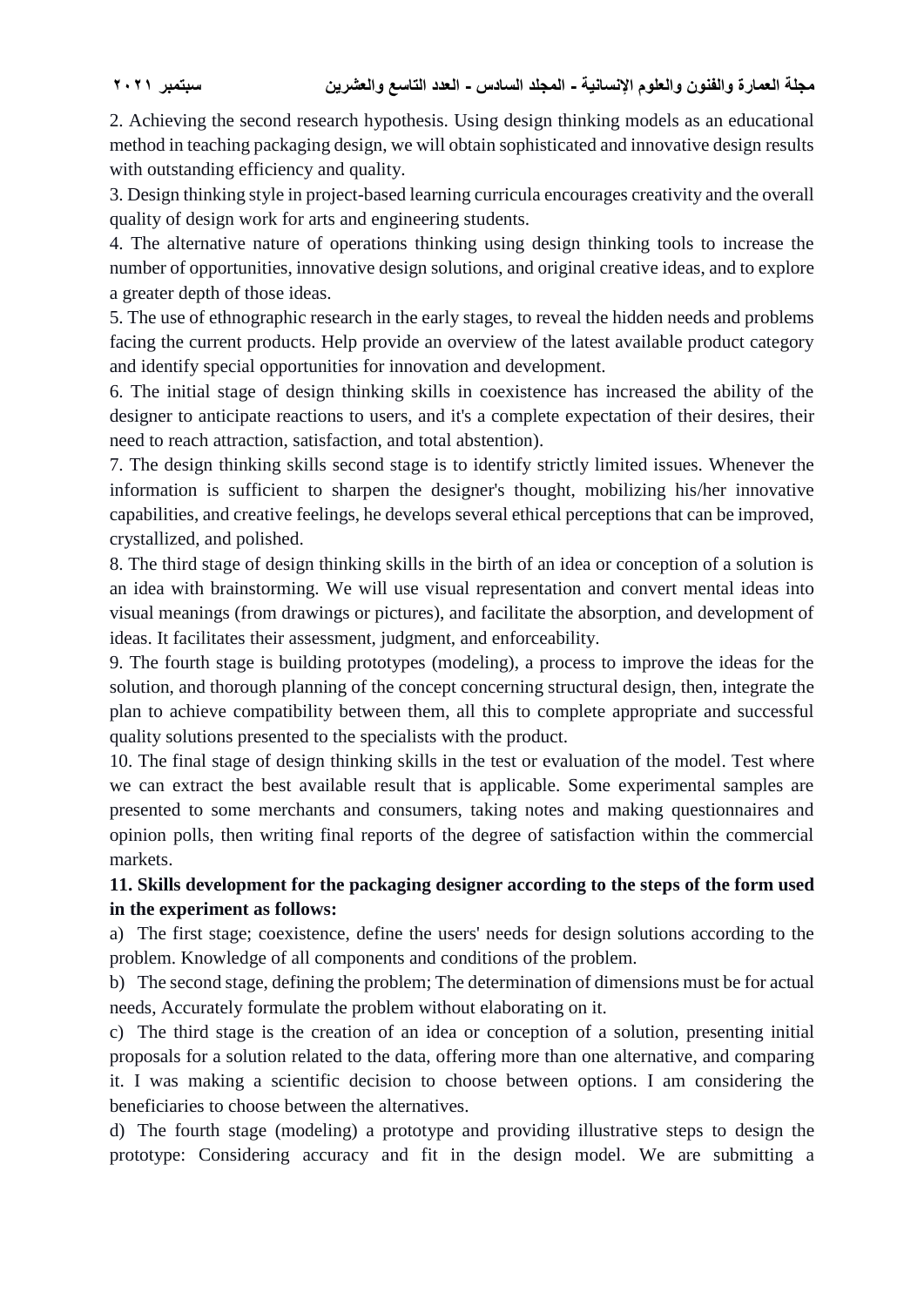2. Achieving the second research hypothesis. Using design thinking models as an educational method in teaching packaging design, we will obtain sophisticated and innovative design results with outstanding efficiency and quality.

3. Design thinking style in project-based learning curricula encourages creativity and the overall quality of design work for arts and engineering students.

4. The alternative nature of operations thinking using design thinking tools to increase the number of opportunities, innovative design solutions, and original creative ideas, and to explore a greater depth of those ideas.

5. The use of ethnographic research in the early stages, to reveal the hidden needs and problems facing the current products. Help provide an overview of the latest available product category and identify special opportunities for innovation and development.

6. The initial stage of design thinking skills in coexistence has increased the ability of the designer to anticipate reactions to users, and it's a complete expectation of their desires, their need to reach attraction, satisfaction, and total abstention).

7. The design thinking skills second stage is to identify strictly limited issues. Whenever the information is sufficient to sharpen the designer's thought, mobilizing his/her innovative capabilities, and creative feelings, he develops several ethical perceptions that can be improved, crystallized, and polished.

8. The third stage of design thinking skills in the birth of an idea or conception of a solution is an idea with brainstorming. We will use visual representation and convert mental ideas into visual meanings (from drawings or pictures), and facilitate the absorption, and development of ideas. It facilitates their assessment, judgment, and enforceability.

9. The fourth stage is building prototypes (modeling), a process to improve the ideas for the solution, and thorough planning of the concept concerning structural design, then, integrate the plan to achieve compatibility between them, all this to complete appropriate and successful quality solutions presented to the specialists with the product.

10. The final stage of design thinking skills in the test or evaluation of the model. Test where we can extract the best available result that is applicable. Some experimental samples are presented to some merchants and consumers, taking notes and making questionnaires and opinion polls, then writing final reports of the degree of satisfaction within the commercial markets.

**11. Skills development for the packaging designer according to the steps of the form used in the experiment as follows:**

a) The first stage; coexistence, define the users' needs for design solutions according to the problem. Knowledge of all components and conditions of the problem.

b) The second stage, defining the problem; The determination of dimensions must be for actual needs, Accurately formulate the problem without elaborating on it.

c) The third stage is the creation of an idea or conception of a solution, presenting initial proposals for a solution related to the data, offering more than one alternative, and comparing it. I was making a scientific decision to choose between options. I am considering the beneficiaries to choose between the alternatives.

d) The fourth stage (modeling) a prototype and providing illustrative steps to design the prototype: Considering accuracy and fit in the design model. We are submitting a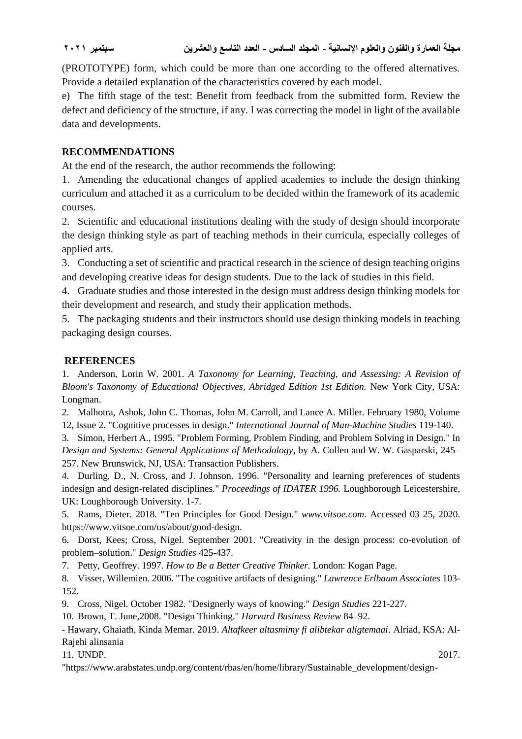(PROTOTYPE) form, which could be more than one according to the offered alternatives. Provide a detailed explanation of the characteristics covered by each model.

e) The fifth stage of the test: Benefit from feedback from the submitted form. Review the defect and deficiency of the structure, if any. I was correcting the model in light of the available data and developments.

## RECOMMENDATIONS

At the end of the research, the author recommends the following:

1. Amending the educational changes of applied academies to include the design thinking curriculum and attached it as a curriculum to be decided within the framework of its academic courses.
2. Scientific and educational institutions dealing with the study of design should incorporate the design thinking style as part of teaching methods in their curricula, especially colleges of applied arts.
3. Conducting a set of scientific and practical research in the science of design teaching origins and developing creative ideas for design students. Due to the lack of studies in this field.
4. Graduate studies and those interested in the design must address design thinking models for their development and research, and study their application methods.
5. The packaging students and their instructors should use design thinking models in teaching packaging design courses.

## REFERENCES

1. Anderson, Lorin W. 2001. *A Taxonomy for Learning, Teaching, and Assessing: A Revision of Bloom's Taxonomy of Educational Objectives, Abridged Edition 1st Edition.* New York City, USA: Longman.
2. Malhotra, Ashok, John C. Thomas, John M. Carroll, and Lance A. Miller. February 1980, Volume 12, Issue 2. "Cognitive processes in design." *International Journal of Man-Machine Studies* 119-140.
3. Simon, Herbert A., 1995. "Problem Forming, Problem Finding, and Problem Solving in Design." In *Design and Systems: General Applications of Methodology*, by A. Collen and W. W. Gasparski, 245–257. New Brunswick, NJ, USA: Transaction Publishers.
4. Durling, D., N. Cross, and J. Johnson. 1996. "Personality and learning preferences of students indesign and design-related disciplines." *Proceedings of IDATER 1996.* Loughborough Leicestershire, UK: Loughborough University. 1-7.
5. Rams, Dieter. 2018. "Ten Principles for Good Design." *www.vitsoe.com.* Accessed 03 25, 2020. https://www.vitsoe.com/us/about/good-design.
6. Dorst, Kees; Cross, Nigel. September 2001. "Creativity in the design process: co-evolution of problem–solution." *Design Studies* 425-437.
7. Petty, Geoffrey. 1997. *How to Be a Better Creative Thinker.* London: Kogan Page.
8. Visser, Willemien. 2006. "The cognitive artifacts of designing." *Lawrence Erlbaum Associates* 103-152.
9. Cross, Nigel. October 1982. "Designerly ways of knowing." *Design Studies* 221-227.
10. Brown, T. June,2008. "Design Thinking." *Harvard Business Review* 84–92.

- Hawary, Ghaiath, Kinda Memar. 2019. *Altafkeer altasmimy fi alibtekar aligtemaai*. Alriad, KSA: Al-Rajehi alinsania

11. UNDP. 2017. "https://www.arabstates.undp.org/content/rbas/en/home/library/Sustainable_development/design-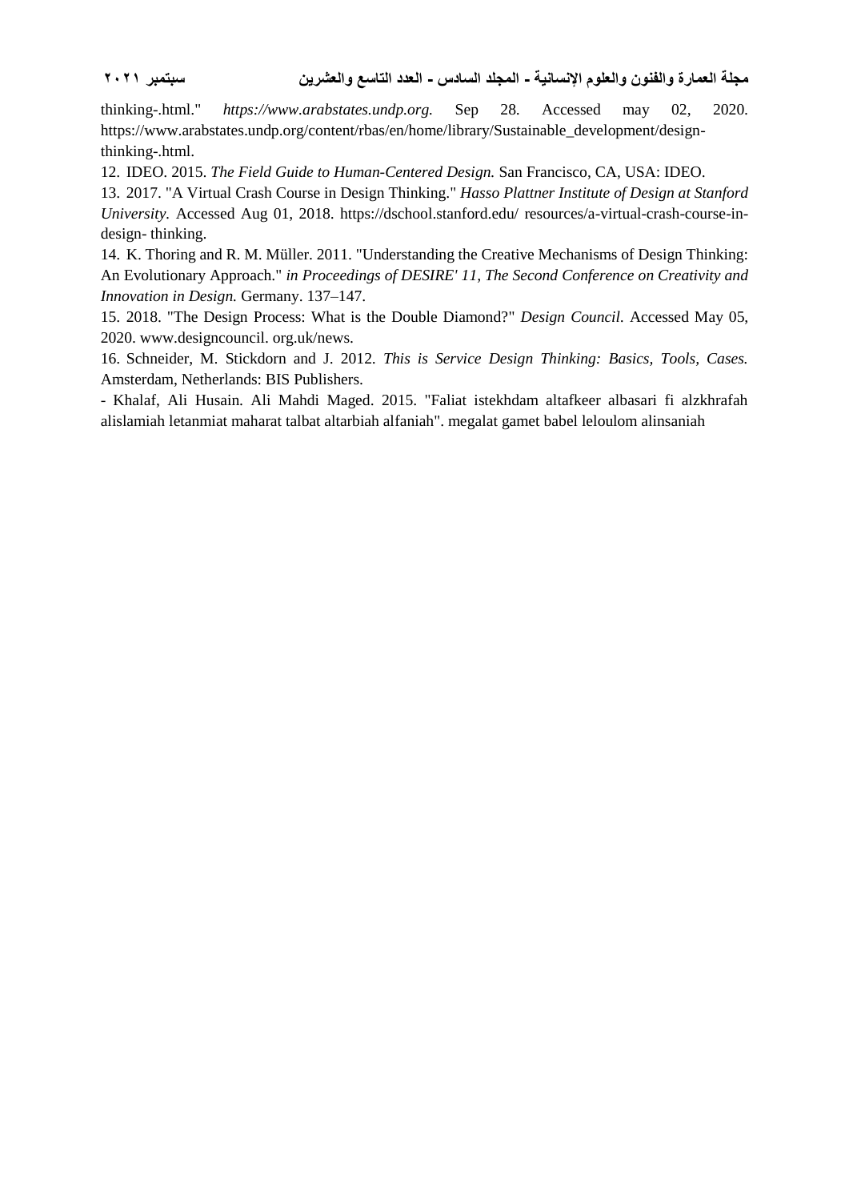thinking-.html." *https://www.arabstates.undp.org.* Sep 28. Accessed may 02, 2020. https://www.arabstates.undp.org/content/rbas/en/home/library/Sustainable_development/design-thinking-.html.

12. IDEO. 2015. *The Field Guide to Human-Centered Design.* San Francisco, CA, USA: IDEO.

13. 2017. "A Virtual Crash Course in Design Thinking." *Hasso Plattner Institute of Design at Stanford University.* Accessed Aug 01, 2018. https://dschool.stanford.edu/ resources/a-virtual-crash-course-in-design- thinking.

14. K. Thoring and R. M. Müller. 2011. "Understanding the Creative Mechanisms of Design Thinking: An Evolutionary Approach." *in Proceedings of DESIRE' 11, The Second Conference on Creativity and Innovation in Design.* Germany. 137–147.

15. 2018. "The Design Process: What is the Double Diamond?" *Design Council.* Accessed May 05, 2020. www.designcouncil. org.uk/news.

16. Schneider, M. Stickdorn and J. 2012. *This is Service Design Thinking: Basics, Tools, Cases.* Amsterdam, Netherlands: BIS Publishers.

- Khalaf, Ali Husain. Ali Mahdi Maged. 2015. "Faliat istekhdam altafkeer albasari fi alzkhrafah alislamiah letanmiat maharat talbat altarbiah alfaniah". megalat gamet babel leloulom alinsaniah